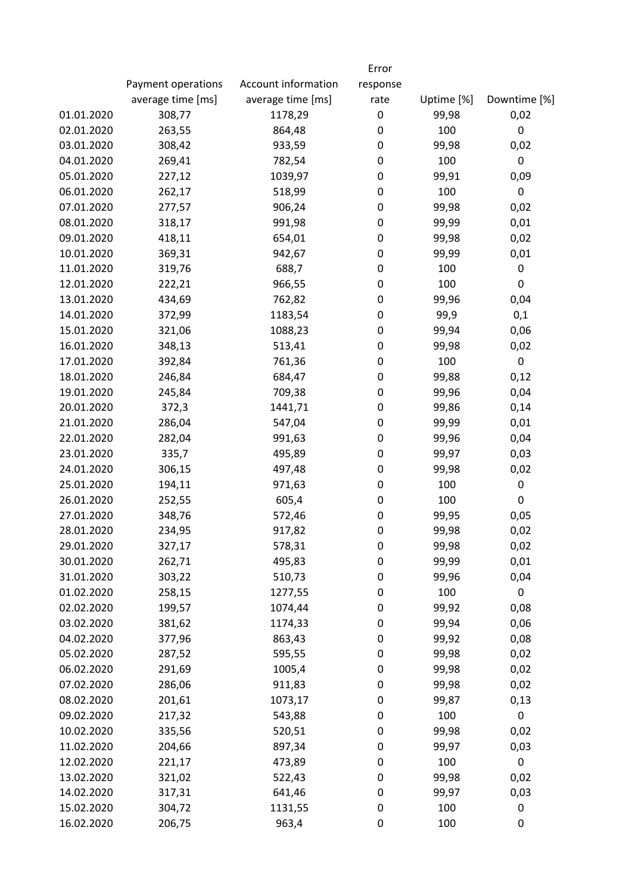| | Payment operations average time [ms] | Account information average time [ms] | Error response rate | Uptime [%] | Downtime [%] |
|---|---|---|---|---|---|
| 01.01.2020 | 308,77 | 1178,29 | 0 | 99,98 | 0,02 |
| 02.01.2020 | 263,55 | 864,48 | 0 | 100 | 0 |
| 03.01.2020 | 308,42 | 933,59 | 0 | 99,98 | 0,02 |
| 04.01.2020 | 269,41 | 782,54 | 0 | 100 | 0 |
| 05.01.2020 | 227,12 | 1039,97 | 0 | 99,91 | 0,09 |
| 06.01.2020 | 262,17 | 518,99 | 0 | 100 | 0 |
| 07.01.2020 | 277,57 | 906,24 | 0 | 99,98 | 0,02 |
| 08.01.2020 | 318,17 | 991,98 | 0 | 99,99 | 0,01 |
| 09.01.2020 | 418,11 | 654,01 | 0 | 99,98 | 0,02 |
| 10.01.2020 | 369,31 | 942,67 | 0 | 99,99 | 0,01 |
| 11.01.2020 | 319,76 | 688,7 | 0 | 100 | 0 |
| 12.01.2020 | 222,21 | 966,55 | 0 | 100 | 0 |
| 13.01.2020 | 434,69 | 762,82 | 0 | 99,96 | 0,04 |
| 14.01.2020 | 372,99 | 1183,54 | 0 | 99,9 | 0,1 |
| 15.01.2020 | 321,06 | 1088,23 | 0 | 99,94 | 0,06 |
| 16.01.2020 | 348,13 | 513,41 | 0 | 99,98 | 0,02 |
| 17.01.2020 | 392,84 | 761,36 | 0 | 100 | 0 |
| 18.01.2020 | 246,84 | 684,47 | 0 | 99,88 | 0,12 |
| 19.01.2020 | 245,84 | 709,38 | 0 | 99,96 | 0,04 |
| 20.01.2020 | 372,3 | 1441,71 | 0 | 99,86 | 0,14 |
| 21.01.2020 | 286,04 | 547,04 | 0 | 99,99 | 0,01 |
| 22.01.2020 | 282,04 | 991,63 | 0 | 99,96 | 0,04 |
| 23.01.2020 | 335,7 | 495,89 | 0 | 99,97 | 0,03 |
| 24.01.2020 | 306,15 | 497,48 | 0 | 99,98 | 0,02 |
| 25.01.2020 | 194,11 | 971,63 | 0 | 100 | 0 |
| 26.01.2020 | 252,55 | 605,4 | 0 | 100 | 0 |
| 27.01.2020 | 348,76 | 572,46 | 0 | 99,95 | 0,05 |
| 28.01.2020 | 234,95 | 917,82 | 0 | 99,98 | 0,02 |
| 29.01.2020 | 327,17 | 578,31 | 0 | 99,98 | 0,02 |
| 30.01.2020 | 262,71 | 495,83 | 0 | 99,99 | 0,01 |
| 31.01.2020 | 303,22 | 510,73 | 0 | 99,96 | 0,04 |
| 01.02.2020 | 258,15 | 1277,55 | 0 | 100 | 0 |
| 02.02.2020 | 199,57 | 1074,44 | 0 | 99,92 | 0,08 |
| 03.02.2020 | 381,62 | 1174,33 | 0 | 99,94 | 0,06 |
| 04.02.2020 | 377,96 | 863,43 | 0 | 99,92 | 0,08 |
| 05.02.2020 | 287,52 | 595,55 | 0 | 99,98 | 0,02 |
| 06.02.2020 | 291,69 | 1005,4 | 0 | 99,98 | 0,02 |
| 07.02.2020 | 286,06 | 911,83 | 0 | 99,98 | 0,02 |
| 08.02.2020 | 201,61 | 1073,17 | 0 | 99,87 | 0,13 |
| 09.02.2020 | 217,32 | 543,88 | 0 | 100 | 0 |
| 10.02.2020 | 335,56 | 520,51 | 0 | 99,98 | 0,02 |
| 11.02.2020 | 204,66 | 897,34 | 0 | 99,97 | 0,03 |
| 12.02.2020 | 221,17 | 473,89 | 0 | 100 | 0 |
| 13.02.2020 | 321,02 | 522,43 | 0 | 99,98 | 0,02 |
| 14.02.2020 | 317,31 | 641,46 | 0 | 99,97 | 0,03 |
| 15.02.2020 | 304,72 | 1131,55 | 0 | 100 | 0 |
| 16.02.2020 | 206,75 | 963,4 | 0 | 100 | 0 |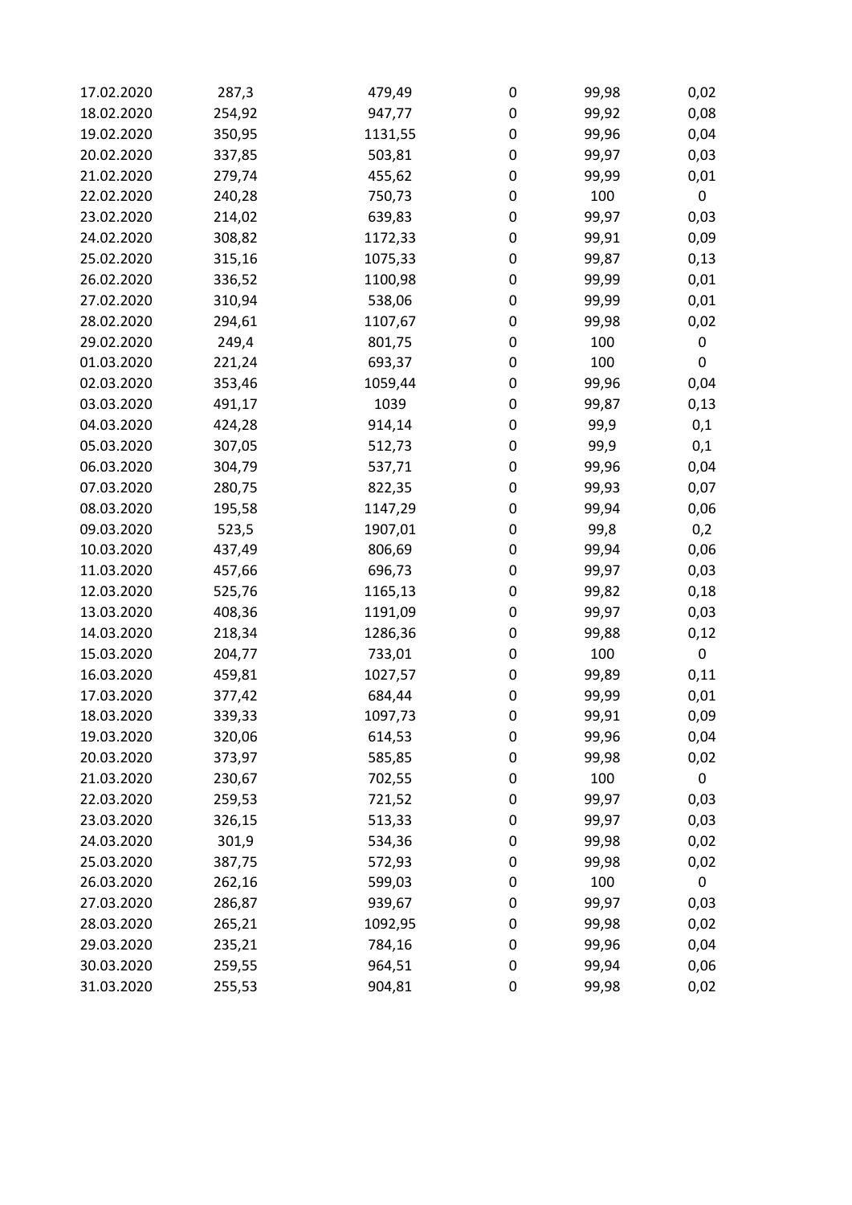| | | | | | |
|---|---|---|---|---|---|
| 17.02.2020 | 287,3 | 479,49 | 0 | 99,98 | 0,02 |
| 18.02.2020 | 254,92 | 947,77 | 0 | 99,92 | 0,08 |
| 19.02.2020 | 350,95 | 1131,55 | 0 | 99,96 | 0,04 |
| 20.02.2020 | 337,85 | 503,81 | 0 | 99,97 | 0,03 |
| 21.02.2020 | 279,74 | 455,62 | 0 | 99,99 | 0,01 |
| 22.02.2020 | 240,28 | 750,73 | 0 | 100 | 0 |
| 23.02.2020 | 214,02 | 639,83 | 0 | 99,97 | 0,03 |
| 24.02.2020 | 308,82 | 1172,33 | 0 | 99,91 | 0,09 |
| 25.02.2020 | 315,16 | 1075,33 | 0 | 99,87 | 0,13 |
| 26.02.2020 | 336,52 | 1100,98 | 0 | 99,99 | 0,01 |
| 27.02.2020 | 310,94 | 538,06 | 0 | 99,99 | 0,01 |
| 28.02.2020 | 294,61 | 1107,67 | 0 | 99,98 | 0,02 |
| 29.02.2020 | 249,4 | 801,75 | 0 | 100 | 0 |
| 01.03.2020 | 221,24 | 693,37 | 0 | 100 | 0 |
| 02.03.2020 | 353,46 | 1059,44 | 0 | 99,96 | 0,04 |
| 03.03.2020 | 491,17 | 1039 | 0 | 99,87 | 0,13 |
| 04.03.2020 | 424,28 | 914,14 | 0 | 99,9 | 0,1 |
| 05.03.2020 | 307,05 | 512,73 | 0 | 99,9 | 0,1 |
| 06.03.2020 | 304,79 | 537,71 | 0 | 99,96 | 0,04 |
| 07.03.2020 | 280,75 | 822,35 | 0 | 99,93 | 0,07 |
| 08.03.2020 | 195,58 | 1147,29 | 0 | 99,94 | 0,06 |
| 09.03.2020 | 523,5 | 1907,01 | 0 | 99,8 | 0,2 |
| 10.03.2020 | 437,49 | 806,69 | 0 | 99,94 | 0,06 |
| 11.03.2020 | 457,66 | 696,73 | 0 | 99,97 | 0,03 |
| 12.03.2020 | 525,76 | 1165,13 | 0 | 99,82 | 0,18 |
| 13.03.2020 | 408,36 | 1191,09 | 0 | 99,97 | 0,03 |
| 14.03.2020 | 218,34 | 1286,36 | 0 | 99,88 | 0,12 |
| 15.03.2020 | 204,77 | 733,01 | 0 | 100 | 0 |
| 16.03.2020 | 459,81 | 1027,57 | 0 | 99,89 | 0,11 |
| 17.03.2020 | 377,42 | 684,44 | 0 | 99,99 | 0,01 |
| 18.03.2020 | 339,33 | 1097,73 | 0 | 99,91 | 0,09 |
| 19.03.2020 | 320,06 | 614,53 | 0 | 99,96 | 0,04 |
| 20.03.2020 | 373,97 | 585,85 | 0 | 99,98 | 0,02 |
| 21.03.2020 | 230,67 | 702,55 | 0 | 100 | 0 |
| 22.03.2020 | 259,53 | 721,52 | 0 | 99,97 | 0,03 |
| 23.03.2020 | 326,15 | 513,33 | 0 | 99,97 | 0,03 |
| 24.03.2020 | 301,9 | 534,36 | 0 | 99,98 | 0,02 |
| 25.03.2020 | 387,75 | 572,93 | 0 | 99,98 | 0,02 |
| 26.03.2020 | 262,16 | 599,03 | 0 | 100 | 0 |
| 27.03.2020 | 286,87 | 939,67 | 0 | 99,97 | 0,03 |
| 28.03.2020 | 265,21 | 1092,95 | 0 | 99,98 | 0,02 |
| 29.03.2020 | 235,21 | 784,16 | 0 | 99,96 | 0,04 |
| 30.03.2020 | 259,55 | 964,51 | 0 | 99,94 | 0,06 |
| 31.03.2020 | 255,53 | 904,81 | 0 | 99,98 | 0,02 |